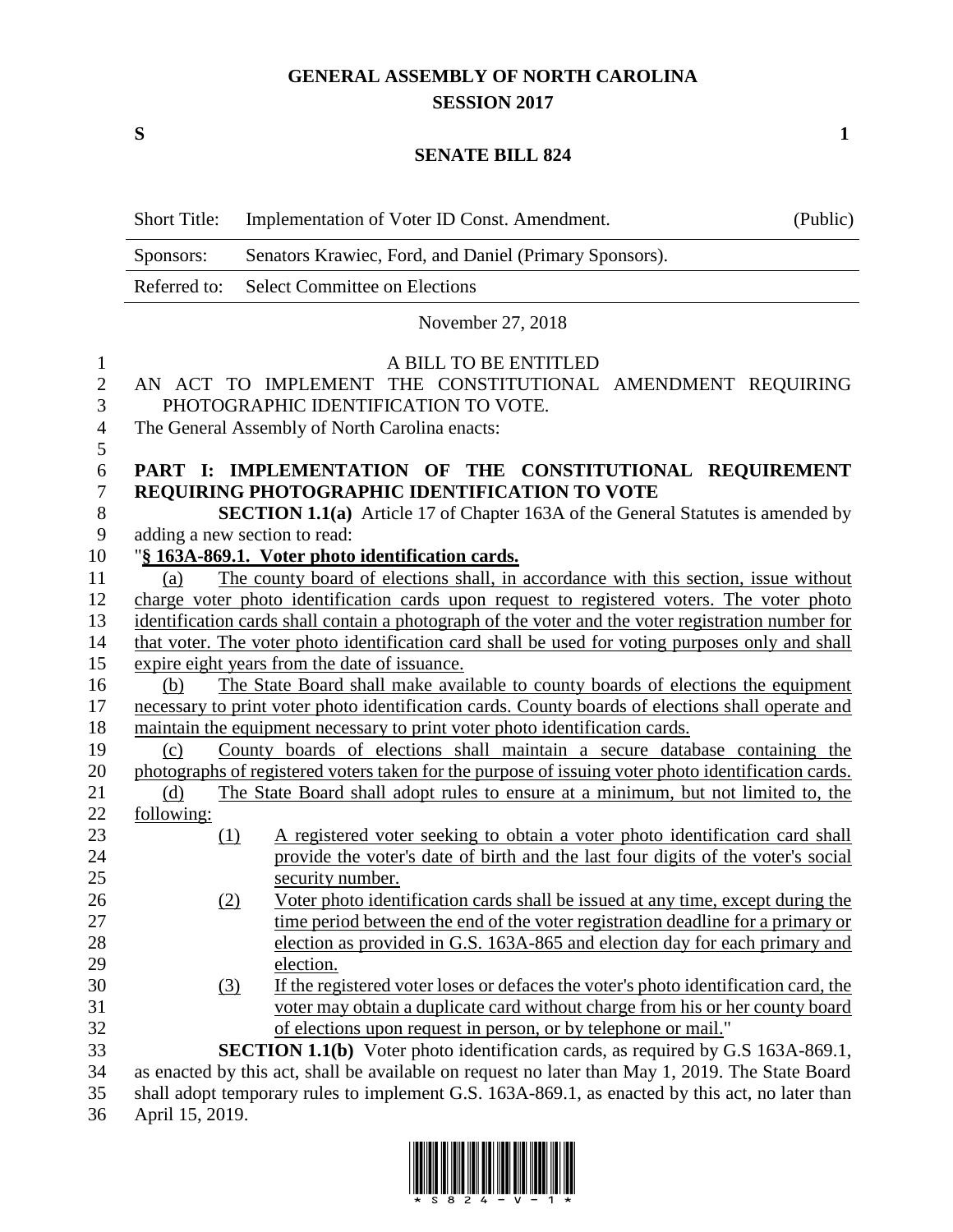# GENERAL ASSEMBLY OF NORTH CAROLINA
## SESSION 2017

**S** **1**

## SENATE BILL 824

| Short Title: | Implementation of Voter ID Const. Amendment. | (Public) |
|---|---|---|
| Sponsors: | Senators Krawiec, Ford, and Daniel (Primary Sponsors). | |
| Referred to: | Select Committee on Elections | |

November 27, 2018

A BILL TO BE ENTITLED

AN ACT TO IMPLEMENT THE CONSTITUTIONAL AMENDMENT REQUIRING PHOTOGRAPHIC IDENTIFICATION TO VOTE.

The General Assembly of North Carolina enacts:

**PART I: IMPLEMENTATION OF THE CONSTITUTIONAL REQUIREMENT REQUIRING PHOTOGRAPHIC IDENTIFICATION TO VOTE**

**SECTION 1.1(a)** Article 17 of Chapter 163A of the General Statutes is amended by adding a new section to read:

"**§ 163A-869.1. Voter photo identification cards.**

(a) The county board of elections shall, in accordance with this section, issue without charge voter photo identification cards upon request to registered voters. The voter photo identification cards shall contain a photograph of the voter and the voter registration number for that voter. The voter photo identification card shall be used for voting purposes only and shall expire eight years from the date of issuance.

(b) The State Board shall make available to county boards of elections the equipment necessary to print voter photo identification cards. County boards of elections shall operate and maintain the equipment necessary to print voter photo identification cards.

(c) County boards of elections shall maintain a secure database containing the photographs of registered voters taken for the purpose of issuing voter photo identification cards.

(d) The State Board shall adopt rules to ensure at a minimum, but not limited to, the following:

(1) A registered voter seeking to obtain a voter photo identification card shall provide the voter's date of birth and the last four digits of the voter's social security number.

(2) Voter photo identification cards shall be issued at any time, except during the time period between the end of the voter registration deadline for a primary or election as provided in G.S. 163A-865 and election day for each primary and election.

(3) If the registered voter loses or defaces the voter's photo identification card, the voter may obtain a duplicate card without charge from his or her county board of elections upon request in person, or by telephone or mail."

**SECTION 1.1(b)** Voter photo identification cards, as required by G.S 163A-869.1, as enacted by this act, shall be available on request no later than May 1, 2019. The State Board shall adopt temporary rules to implement G.S. 163A-869.1, as enacted by this act, no later than April 15, 2019.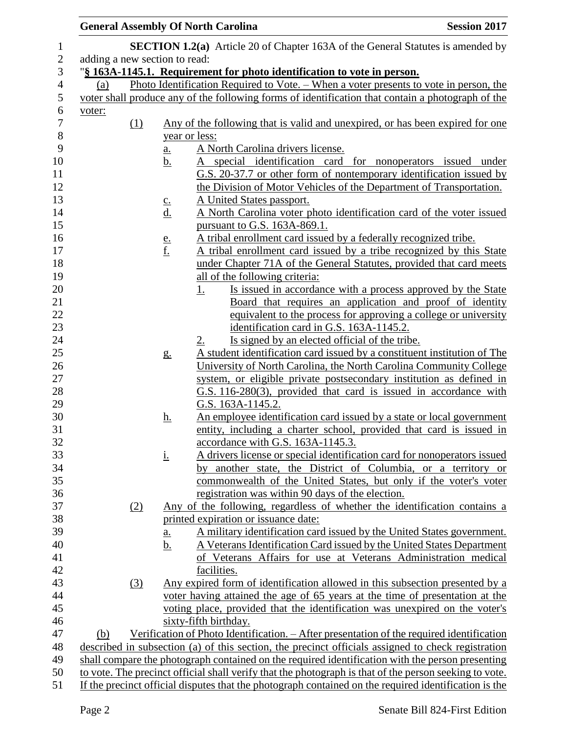**SECTION 1.2(a)** Article 20 of Chapter 163A of the General Statutes is amended by adding a new section to read:

"**§ 163A-1145.1. Requirement for photo identification to vote in person.**

(a) Photo Identification Required to Vote. – When a voter presents to vote in person, the voter shall produce any of the following forms of identification that contain a photograph of the voter:

(1) Any of the following that is valid and unexpired, or has been expired for one year or less:

a. A North Carolina drivers license.

b. A special identification card for nonoperators issued under G.S. 20-37.7 or other form of nontemporary identification issued by the Division of Motor Vehicles of the Department of Transportation.

c. A United States passport.

d. A North Carolina voter photo identification card of the voter issued pursuant to G.S. 163A-869.1.

e. A tribal enrollment card issued by a federally recognized tribe.

f. A tribal enrollment card issued by a tribe recognized by this State under Chapter 71A of the General Statutes, provided that card meets all of the following criteria:

1. Is issued in accordance with a process approved by the State Board that requires an application and proof of identity equivalent to the process for approving a college or university identification card in G.S. 163A-1145.2.

2. Is signed by an elected official of the tribe.

g. A student identification card issued by a constituent institution of The University of North Carolina, the North Carolina Community College system, or eligible private postsecondary institution as defined in G.S. 116-280(3), provided that card is issued in accordance with G.S. 163A-1145.2.

h. An employee identification card issued by a state or local government entity, including a charter school, provided that card is issued in accordance with G.S. 163A-1145.3.

i. A drivers license or special identification card for nonoperators issued by another state, the District of Columbia, or a territory or commonwealth of the United States, but only if the voter's voter registration was within 90 days of the election.

(2) Any of the following, regardless of whether the identification contains a printed expiration or issuance date:

a. A military identification card issued by the United States government.

b. A Veterans Identification Card issued by the United States Department of Veterans Affairs for use at Veterans Administration medical facilities.

(3) Any expired form of identification allowed in this subsection presented by a voter having attained the age of 65 years at the time of presentation at the voting place, provided that the identification was unexpired on the voter's sixty-fifth birthday.

(b) Verification of Photo Identification. – After presentation of the required identification described in subsection (a) of this section, the precinct officials assigned to check registration shall compare the photograph contained on the required identification with the person presenting to vote. The precinct official shall verify that the photograph is that of the person seeking to vote. If the precinct official disputes that the photograph contained on the required identification is the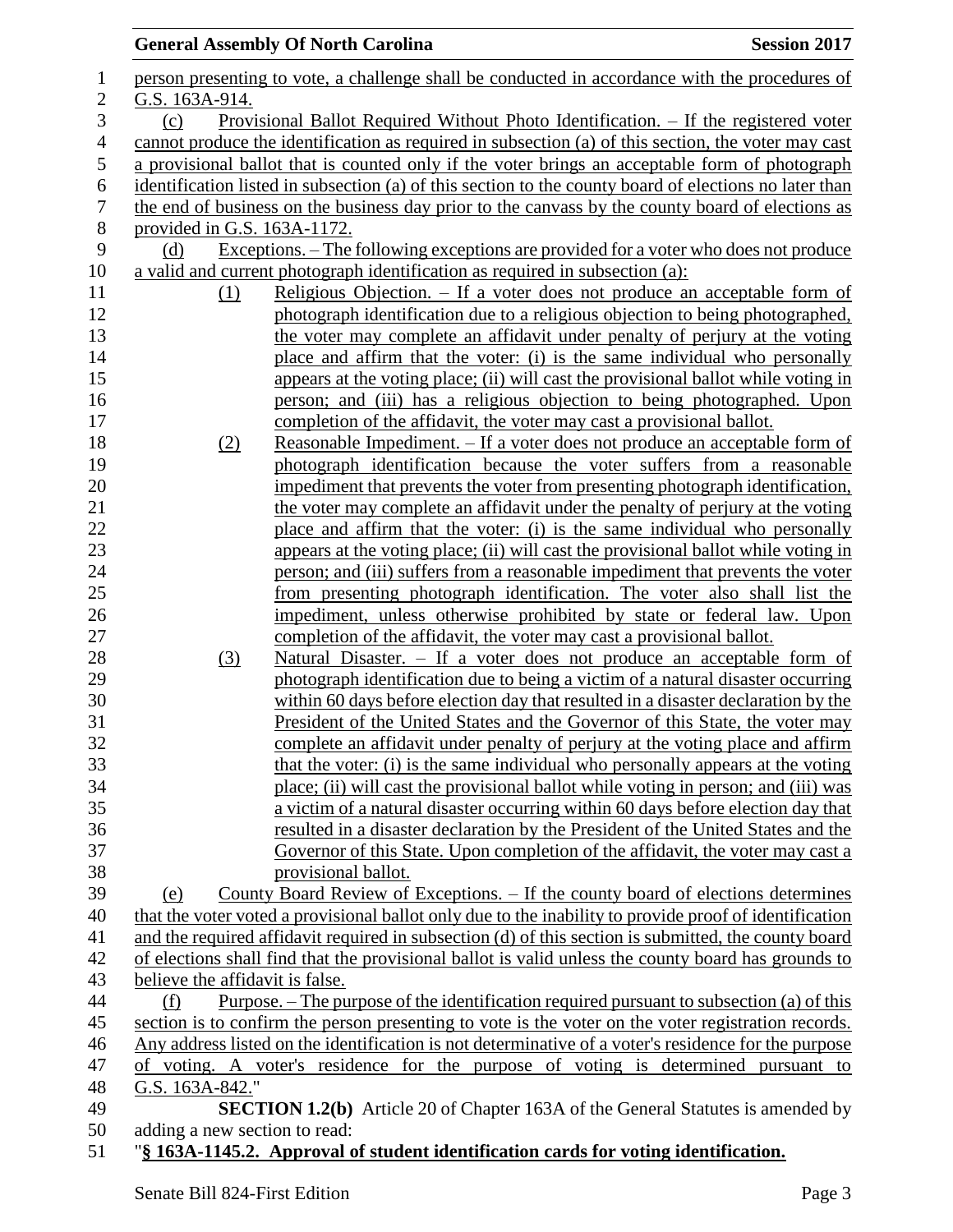person presenting to vote, a challenge shall be conducted in accordance with the procedures of G.S. 163A-914.

(c) Provisional Ballot Required Without Photo Identification. – If the registered voter cannot produce the identification as required in subsection (a) of this section, the voter may cast a provisional ballot that is counted only if the voter brings an acceptable form of photograph identification listed in subsection (a) of this section to the county board of elections no later than the end of business on the business day prior to the canvass by the county board of elections as provided in G.S. 163A-1172.

(d) Exceptions. – The following exceptions are provided for a voter who does not produce a valid and current photograph identification as required in subsection (a):

(1) Religious Objection. – If a voter does not produce an acceptable form of photograph identification due to a religious objection to being photographed, the voter may complete an affidavit under penalty of perjury at the voting place and affirm that the voter: (i) is the same individual who personally appears at the voting place; (ii) will cast the provisional ballot while voting in person; and (iii) has a religious objection to being photographed. Upon completion of the affidavit, the voter may cast a provisional ballot.

(2) Reasonable Impediment. – If a voter does not produce an acceptable form of photograph identification because the voter suffers from a reasonable impediment that prevents the voter from presenting photograph identification, the voter may complete an affidavit under the penalty of perjury at the voting place and affirm that the voter: (i) is the same individual who personally appears at the voting place; (ii) will cast the provisional ballot while voting in person; and (iii) suffers from a reasonable impediment that prevents the voter from presenting photograph identification. The voter also shall list the impediment, unless otherwise prohibited by state or federal law. Upon completion of the affidavit, the voter may cast a provisional ballot.

(3) Natural Disaster. – If a voter does not produce an acceptable form of photograph identification due to being a victim of a natural disaster occurring within 60 days before election day that resulted in a disaster declaration by the President of the United States and the Governor of this State, the voter may complete an affidavit under penalty of perjury at the voting place and affirm that the voter: (i) is the same individual who personally appears at the voting place; (ii) will cast the provisional ballot while voting in person; and (iii) was a victim of a natural disaster occurring within 60 days before election day that resulted in a disaster declaration by the President of the United States and the Governor of this State. Upon completion of the affidavit, the voter may cast a provisional ballot.

(e) County Board Review of Exceptions. – If the county board of elections determines that the voter voted a provisional ballot only due to the inability to provide proof of identification and the required affidavit required in subsection (d) of this section is submitted, the county board of elections shall find that the provisional ballot is valid unless the county board has grounds to believe the affidavit is false.

(f) Purpose. – The purpose of the identification required pursuant to subsection (a) of this section is to confirm the person presenting to vote is the voter on the voter registration records. Any address listed on the identification is not determinative of a voter's residence for the purpose of voting. A voter's residence for the purpose of voting is determined pursuant to G.S. 163A-842."

**SECTION 1.2(b)** Article 20 of Chapter 163A of the General Statutes is amended by adding a new section to read:

"**§ 163A-1145.2. Approval of student identification cards for voting identification.**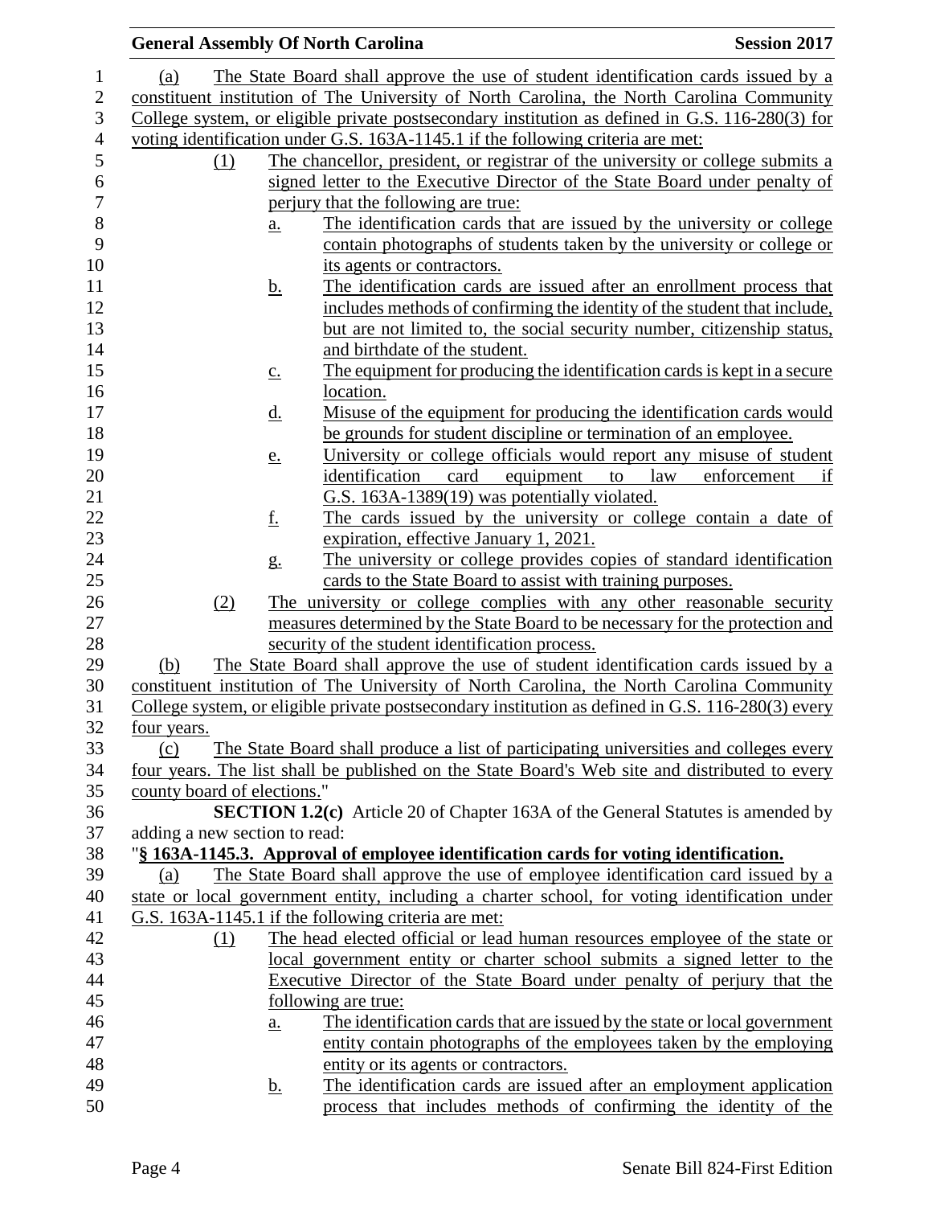(a) The State Board shall approve the use of student identification cards issued by a constituent institution of The University of North Carolina, the North Carolina Community College system, or eligible private postsecondary institution as defined in G.S. 116-280(3) for voting identification under G.S. 163A-1145.1 if the following criteria are met:

(1) The chancellor, president, or registrar of the university or college submits a signed letter to the Executive Director of the State Board under penalty of perjury that the following are true:

a. The identification cards that are issued by the university or college contain photographs of students taken by the university or college or its agents or contractors.

b. The identification cards are issued after an enrollment process that includes methods of confirming the identity of the student that include, but are not limited to, the social security number, citizenship status, and birthdate of the student.

c. The equipment for producing the identification cards is kept in a secure location.

d. Misuse of the equipment for producing the identification cards would be grounds for student discipline or termination of an employee.

e. University or college officials would report any misuse of student identification card equipment to law enforcement if G.S. 163A-1389(19) was potentially violated.

f. The cards issued by the university or college contain a date of expiration, effective January 1, 2021.

g. The university or college provides copies of standard identification cards to the State Board to assist with training purposes.

(2) The university or college complies with any other reasonable security measures determined by the State Board to be necessary for the protection and security of the student identification process.

(b) The State Board shall approve the use of student identification cards issued by a constituent institution of The University of North Carolina, the North Carolina Community College system, or eligible private postsecondary institution as defined in G.S. 116-280(3) every four years.

(c) The State Board shall produce a list of participating universities and colleges every four years. The list shall be published on the State Board's Web site and distributed to every county board of elections."

**SECTION 1.2(c)** Article 20 of Chapter 163A of the General Statutes is amended by adding a new section to read:

"**§ 163A-1145.3. Approval of employee identification cards for voting identification.**

(a) The State Board shall approve the use of employee identification card issued by a state or local government entity, including a charter school, for voting identification under G.S. 163A-1145.1 if the following criteria are met:

(1) The head elected official or lead human resources employee of the state or local government entity or charter school submits a signed letter to the Executive Director of the State Board under penalty of perjury that the following are true:

a. The identification cards that are issued by the state or local government entity contain photographs of the employees taken by the employing entity or its agents or contractors.

b. The identification cards are issued after an employment application process that includes methods of confirming the identity of the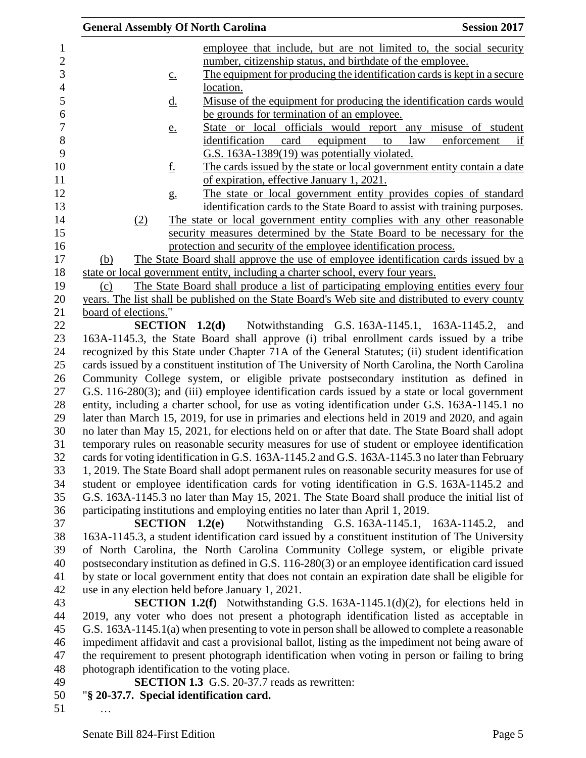employee that include, but are not limited to, the social security number, citizenship status, and birthdate of the employee.

c. The equipment for producing the identification cards is kept in a secure location.

d. Misuse of the equipment for producing the identification cards would be grounds for termination of an employee.

e. State or local officials would report any misuse of student identification card equipment to law enforcement if G.S. 163A-1389(19) was potentially violated.

f. The cards issued by the state or local government entity contain a date of expiration, effective January 1, 2021.

g. The state or local government entity provides copies of standard identification cards to the State Board to assist with training purposes.

(2) The state or local government entity complies with any other reasonable security measures determined by the State Board to be necessary for the protection and security of the employee identification process.

(b) The State Board shall approve the use of employee identification cards issued by a state or local government entity, including a charter school, every four years.

(c) The State Board shall produce a list of participating employing entities every four years. The list shall be published on the State Board's Web site and distributed to every county board of elections."

**SECTION 1.2(d)** Notwithstanding G.S. 163A-1145.1, 163A-1145.2, and 163A-1145.3, the State Board shall approve (i) tribal enrollment cards issued by a tribe recognized by this State under Chapter 71A of the General Statutes; (ii) student identification cards issued by a constituent institution of The University of North Carolina, the North Carolina Community College system, or eligible private postsecondary institution as defined in G.S. 116-280(3); and (iii) employee identification cards issued by a state or local government entity, including a charter school, for use as voting identification under G.S. 163A-1145.1 no later than March 15, 2019, for use in primaries and elections held in 2019 and 2020, and again no later than May 15, 2021, for elections held on or after that date. The State Board shall adopt temporary rules on reasonable security measures for use of student or employee identification cards for voting identification in G.S. 163A-1145.2 and G.S. 163A-1145.3 no later than February 1, 2019. The State Board shall adopt permanent rules on reasonable security measures for use of student or employee identification cards for voting identification in G.S. 163A-1145.2 and G.S. 163A-1145.3 no later than May 15, 2021. The State Board shall produce the initial list of participating institutions and employing entities no later than April 1, 2019.

**SECTION 1.2(e)** Notwithstanding G.S. 163A-1145.1, 163A-1145.2, and 163A-1145.3, a student identification card issued by a constituent institution of The University of North Carolina, the North Carolina Community College system, or eligible private postsecondary institution as defined in G.S. 116-280(3) or an employee identification card issued by state or local government entity that does not contain an expiration date shall be eligible for use in any election held before January 1, 2021.

**SECTION 1.2(f)** Notwithstanding G.S. 163A-1145.1(d)(2), for elections held in 2019, any voter who does not present a photograph identification listed as acceptable in G.S. 163A-1145.1(a) when presenting to vote in person shall be allowed to complete a reasonable impediment affidavit and cast a provisional ballot, listing as the impediment not being aware of the requirement to present photograph identification when voting in person or failing to bring photograph identification to the voting place.

**SECTION 1.3** G.S. 20-37.7 reads as rewritten:

"**§ 20-37.7. Special identification card.**

…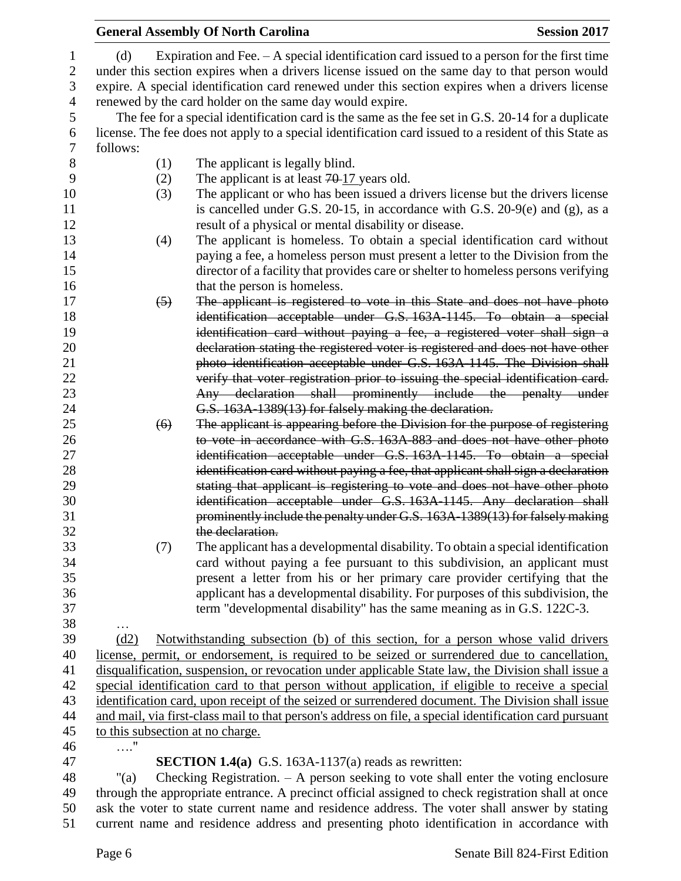(d) Expiration and Fee. – A special identification card issued to a person for the first time under this section expires when a drivers license issued on the same day to that person would expire. A special identification card renewed under this section expires when a drivers license renewed by the card holder on the same day would expire.

The fee for a special identification card is the same as the fee set in G.S. 20-14 for a duplicate license. The fee does not apply to a special identification card issued to a resident of this State as follows:

(1) The applicant is legally blind.

(2) The applicant is at least ~~70~~ 17 years old.

(3) The applicant or who has been issued a drivers license but the drivers license is cancelled under G.S. 20-15, in accordance with G.S. 20-9(e) and (g), as a result of a physical or mental disability or disease.

(4) The applicant is homeless. To obtain a special identification card without paying a fee, a homeless person must present a letter to the Division from the director of a facility that provides care or shelter to homeless persons verifying that the person is homeless.

~~(5) The applicant is registered to vote in this State and does not have photo identification acceptable under G.S. 163A-1145. To obtain a special identification card without paying a fee, a registered voter shall sign a declaration stating the registered voter is registered and does not have other photo identification acceptable under G.S. 163A-1145. The Division shall verify that voter registration prior to issuing the special identification card. Any declaration shall prominently include the penalty under G.S. 163A-1389(13) for falsely making the declaration.~~

~~(6) The applicant is appearing before the Division for the purpose of registering to vote in accordance with G.S. 163A-883 and does not have other photo identification acceptable under G.S. 163A-1145. To obtain a special identification card without paying a fee, that applicant shall sign a declaration stating that applicant is registering to vote and does not have other photo identification acceptable under G.S. 163A-1145. Any declaration shall prominently include the penalty under G.S. 163A-1389(13) for falsely making the declaration.~~

(7) The applicant has a developmental disability. To obtain a special identification card without paying a fee pursuant to this subdivision, an applicant must present a letter from his or her primary care provider certifying that the applicant has a developmental disability. For purposes of this subdivision, the term "developmental disability" has the same meaning as in G.S. 122C-3.

…

<u>(d2) Notwithstanding subsection (b) of this section, for a person whose valid drivers license, permit, or endorsement, is required to be seized or surrendered due to cancellation, disqualification, suspension, or revocation under applicable State law, the Division shall issue a special identification card to that person without application, if eligible to receive a special identification card, upon receipt of the seized or surrendered document. The Division shall issue and mail, via first-class mail to that person's address on file, a special identification card pursuant to this subsection at no charge.</u>

…."

**SECTION 1.4(a)** G.S. 163A-1137(a) reads as rewritten:

"(a) Checking Registration. – A person seeking to vote shall enter the voting enclosure through the appropriate entrance. A precinct official assigned to check registration shall at once ask the voter to state current name and residence address. The voter shall answer by stating current name and residence address and presenting photo identification in accordance with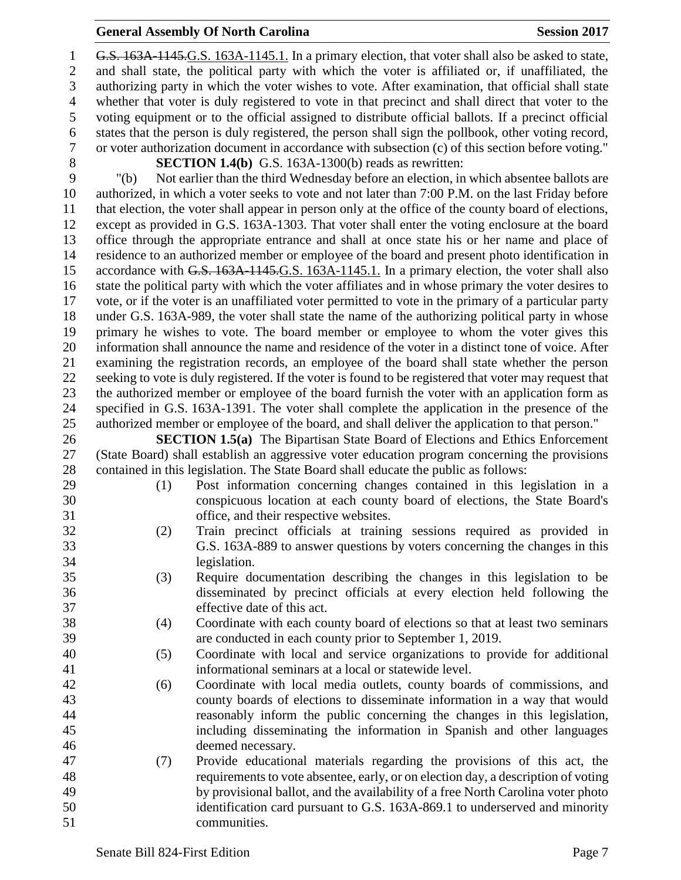~~G.S. 163A-1145.~~G.S. 163A-1145.1. In a primary election, that voter shall also be asked to state, and shall state, the political party with which the voter is affiliated or, if unaffiliated, the authorizing party in which the voter wishes to vote. After examination, that official shall state whether that voter is duly registered to vote in that precinct and shall direct that voter to the voting equipment or to the official assigned to distribute official ballots. If a precinct official states that the person is duly registered, the person shall sign the pollbook, other voting record, or voter authorization document in accordance with subsection (c) of this section before voting."

**SECTION 1.4(b)** G.S. 163A-1300(b) reads as rewritten:

"(b) Not earlier than the third Wednesday before an election, in which absentee ballots are authorized, in which a voter seeks to vote and not later than 7:00 P.M. on the last Friday before that election, the voter shall appear in person only at the office of the county board of elections, except as provided in G.S. 163A-1303. That voter shall enter the voting enclosure at the board office through the appropriate entrance and shall at once state his or her name and place of residence to an authorized member or employee of the board and present photo identification in accordance with ~~G.S. 163A-1145.~~G.S. 163A-1145.1. In a primary election, the voter shall also state the political party with which the voter affiliates and in whose primary the voter desires to vote, or if the voter is an unaffiliated voter permitted to vote in the primary of a particular party under G.S. 163A-989, the voter shall state the name of the authorizing political party in whose primary he wishes to vote. The board member or employee to whom the voter gives this information shall announce the name and residence of the voter in a distinct tone of voice. After examining the registration records, an employee of the board shall state whether the person seeking to vote is duly registered. If the voter is found to be registered that voter may request that the authorized member or employee of the board furnish the voter with an application form as specified in G.S. 163A-1391. The voter shall complete the application in the presence of the authorized member or employee of the board, and shall deliver the application to that person."

**SECTION 1.5(a)** The Bipartisan State Board of Elections and Ethics Enforcement (State Board) shall establish an aggressive voter education program concerning the provisions contained in this legislation. The State Board shall educate the public as follows:

(1) Post information concerning changes contained in this legislation in a conspicuous location at each county board of elections, the State Board's office, and their respective websites.

(2) Train precinct officials at training sessions required as provided in G.S. 163A-889 to answer questions by voters concerning the changes in this legislation.

(3) Require documentation describing the changes in this legislation to be disseminated by precinct officials at every election held following the effective date of this act.

(4) Coordinate with each county board of elections so that at least two seminars are conducted in each county prior to September 1, 2019.

(5) Coordinate with local and service organizations to provide for additional informational seminars at a local or statewide level.

(6) Coordinate with local media outlets, county boards of commissions, and county boards of elections to disseminate information in a way that would reasonably inform the public concerning the changes in this legislation, including disseminating the information in Spanish and other languages deemed necessary.

(7) Provide educational materials regarding the provisions of this act, the requirements to vote absentee, early, or on election day, a description of voting by provisional ballot, and the availability of a free North Carolina voter photo identification card pursuant to G.S. 163A-869.1 to underserved and minority communities.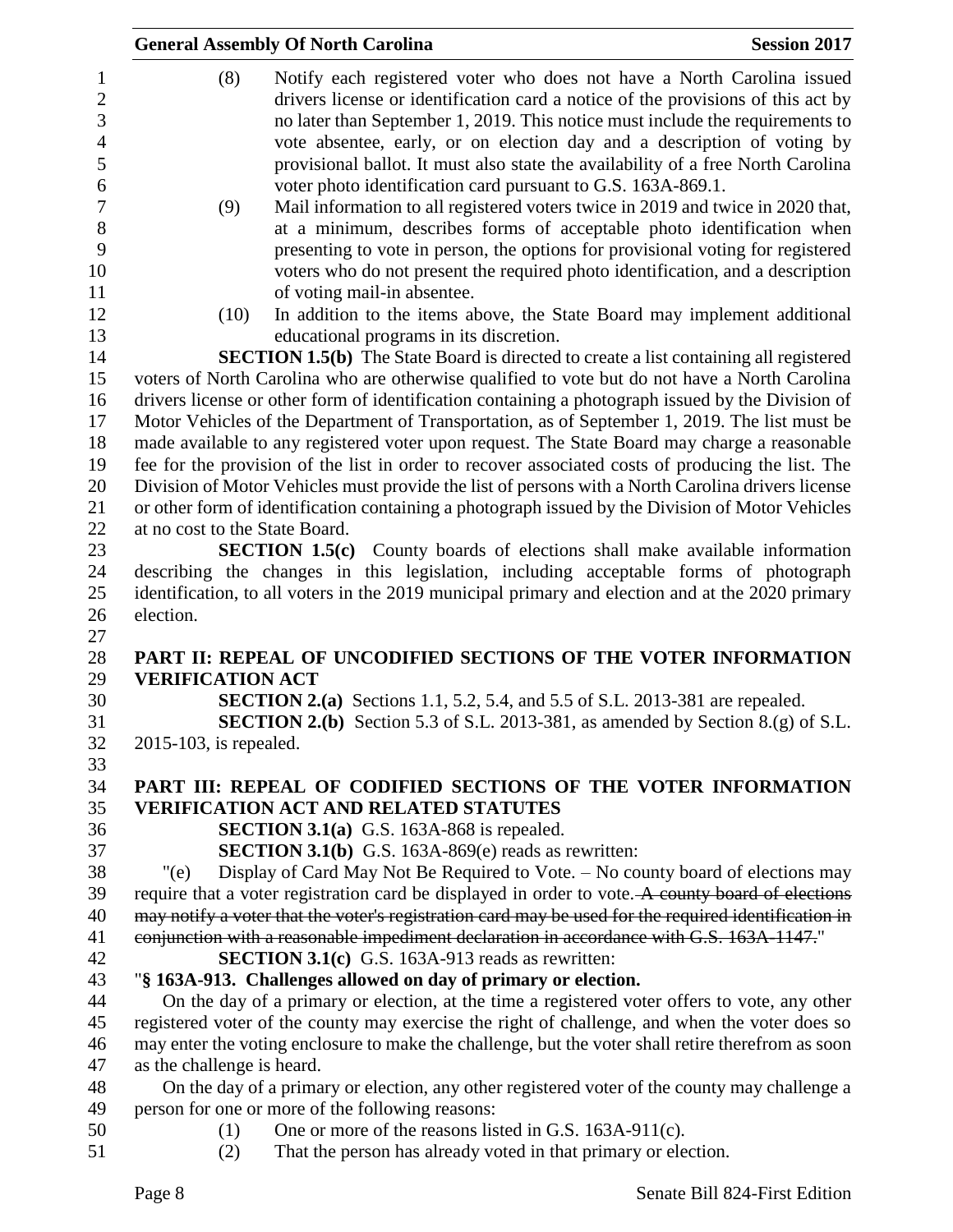(8) Notify each registered voter who does not have a North Carolina issued drivers license or identification card a notice of the provisions of this act by no later than September 1, 2019. This notice must include the requirements to vote absentee, early, or on election day and a description of voting by provisional ballot. It must also state the availability of a free North Carolina voter photo identification card pursuant to G.S. 163A-869.1.

(9) Mail information to all registered voters twice in 2019 and twice in 2020 that, at a minimum, describes forms of acceptable photo identification when presenting to vote in person, the options for provisional voting for registered voters who do not present the required photo identification, and a description of voting mail-in absentee.

(10) In addition to the items above, the State Board may implement additional educational programs in its discretion.

**SECTION 1.5(b)** The State Board is directed to create a list containing all registered voters of North Carolina who are otherwise qualified to vote but do not have a North Carolina drivers license or other form of identification containing a photograph issued by the Division of Motor Vehicles of the Department of Transportation, as of September 1, 2019. The list must be made available to any registered voter upon request. The State Board may charge a reasonable fee for the provision of the list in order to recover associated costs of producing the list. The Division of Motor Vehicles must provide the list of persons with a North Carolina drivers license or other form of identification containing a photograph issued by the Division of Motor Vehicles at no cost to the State Board.

**SECTION 1.5(c)** County boards of elections shall make available information describing the changes in this legislation, including acceptable forms of photograph identification, to all voters in the 2019 municipal primary and election and at the 2020 primary election.

## PART II: REPEAL OF UNCODIFIED SECTIONS OF THE VOTER INFORMATION VERIFICATION ACT

**SECTION 2.(a)** Sections 1.1, 5.2, 5.4, and 5.5 of S.L. 2013-381 are repealed.

**SECTION 2.(b)** Section 5.3 of S.L. 2013-381, as amended by Section 8.(g) of S.L. 2015-103, is repealed.

## PART III: REPEAL OF CODIFIED SECTIONS OF THE VOTER INFORMATION VERIFICATION ACT AND RELATED STATUTES

**SECTION 3.1(a)** G.S. 163A-868 is repealed.

**SECTION 3.1(b)** G.S. 163A-869(e) reads as rewritten:

"(e) Display of Card May Not Be Required to Vote. – No county board of elections may require that a voter registration card be displayed in order to vote. ~~A county board of elections may notify a voter that the voter's registration card may be used for the required identification in conjunction with a reasonable impediment declaration in accordance with G.S. 163A-1147.~~"

**SECTION 3.1(c)** G.S. 163A-913 reads as rewritten:

"**§ 163A-913. Challenges allowed on day of primary or election.**

On the day of a primary or election, at the time a registered voter offers to vote, any other registered voter of the county may exercise the right of challenge, and when the voter does so may enter the voting enclosure to make the challenge, but the voter shall retire therefrom as soon as the challenge is heard.

On the day of a primary or election, any other registered voter of the county may challenge a person for one or more of the following reasons:

(1) One or more of the reasons listed in G.S. 163A-911(c).

(2) That the person has already voted in that primary or election.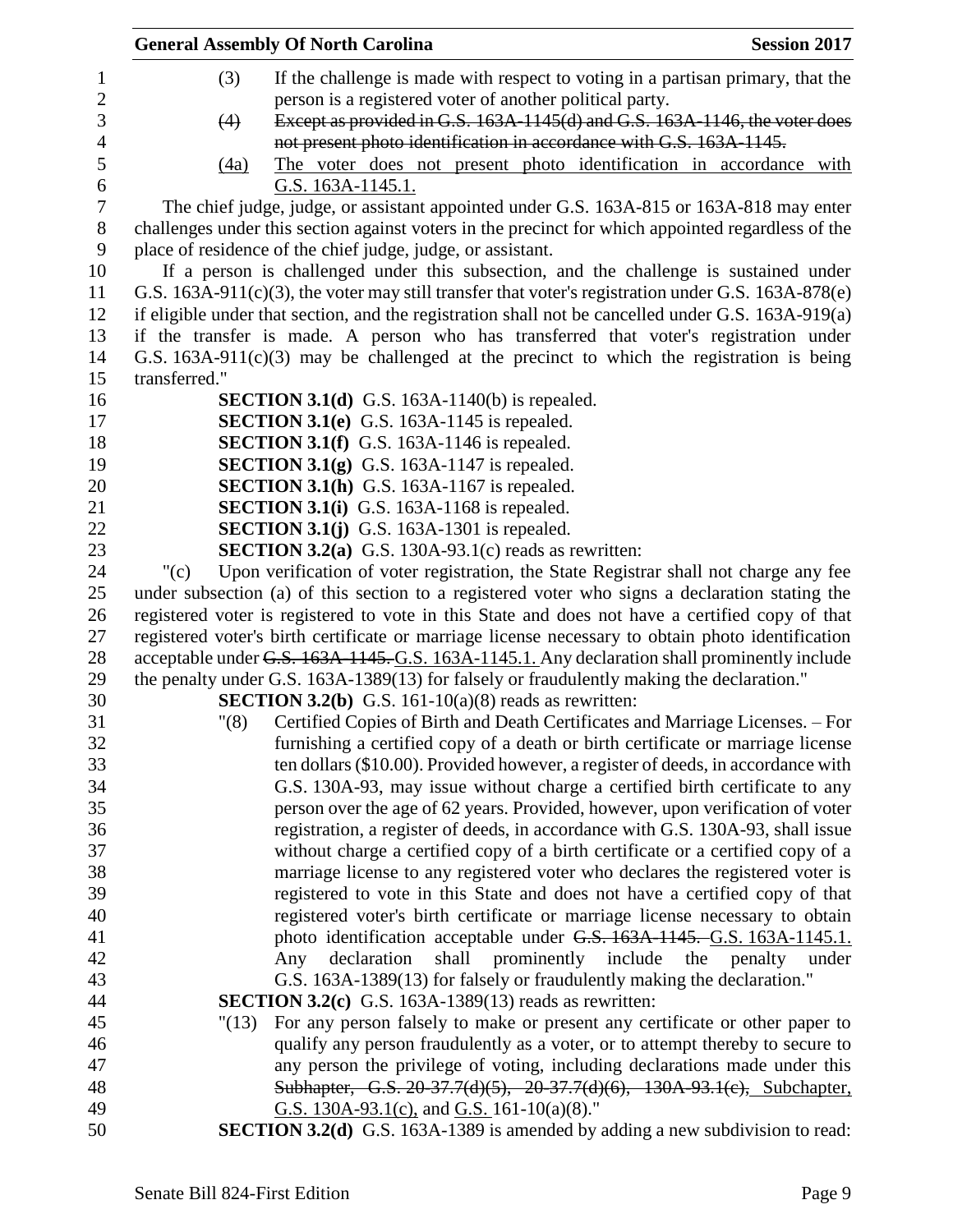(3) If the challenge is made with respect to voting in a partisan primary, that the person is a registered voter of another political party.

~~(4) Except as provided in G.S. 163A-1145(d) and G.S. 163A-1146, the voter does not present photo identification in accordance with G.S. 163A-1145.~~

<u>(4a) The voter does not present photo identification in accordance with G.S. 163A-1145.1.</u>

The chief judge, judge, or assistant appointed under G.S. 163A-815 or 163A-818 may enter challenges under this section against voters in the precinct for which appointed regardless of the place of residence of the chief judge, judge, or assistant.

If a person is challenged under this subsection, and the challenge is sustained under G.S. 163A-911(c)(3), the voter may still transfer that voter's registration under G.S. 163A-878(e) if eligible under that section, and the registration shall not be cancelled under G.S. 163A-919(a) if the transfer is made. A person who has transferred that voter's registration under G.S. 163A-911(c)(3) may be challenged at the precinct to which the registration is being transferred."

**SECTION 3.1(d)** G.S. 163A-1140(b) is repealed.

**SECTION 3.1(e)** G.S. 163A-1145 is repealed.

**SECTION 3.1(f)** G.S. 163A-1146 is repealed.

**SECTION 3.1(g)** G.S. 163A-1147 is repealed.

**SECTION 3.1(h)** G.S. 163A-1167 is repealed.

**SECTION 3.1(i)** G.S. 163A-1168 is repealed.

**SECTION 3.1(j)** G.S. 163A-1301 is repealed.

**SECTION 3.2(a)** G.S. 130A-93.1(c) reads as rewritten:

"(c) Upon verification of voter registration, the State Registrar shall not charge any fee under subsection (a) of this section to a registered voter who signs a declaration stating the registered voter is registered to vote in this State and does not have a certified copy of that registered voter's birth certificate or marriage license necessary to obtain photo identification acceptable under ~~G.S. 163A-1145.~~ <u>G.S. 163A-1145.1.</u> Any declaration shall prominently include the penalty under G.S. 163A-1389(13) for falsely or fraudulently making the declaration."

**SECTION 3.2(b)** G.S. 161-10(a)(8) reads as rewritten:

"(8) Certified Copies of Birth and Death Certificates and Marriage Licenses. – For furnishing a certified copy of a death or birth certificate or marriage license ten dollars ($10.00). Provided however, a register of deeds, in accordance with G.S. 130A-93, may issue without charge a certified birth certificate to any person over the age of 62 years. Provided, however, upon verification of voter registration, a register of deeds, in accordance with G.S. 130A-93, shall issue without charge a certified copy of a birth certificate or a certified copy of a marriage license to any registered voter who declares the registered voter is registered to vote in this State and does not have a certified copy of that registered voter's birth certificate or marriage license necessary to obtain photo identification acceptable under ~~G.S. 163A-1145.~~ <u>G.S. 163A-1145.1.</u> Any declaration shall prominently include the penalty under G.S. 163A-1389(13) for falsely or fraudulently making the declaration."

**SECTION 3.2(c)** G.S. 163A-1389(13) reads as rewritten:

"(13) For any person falsely to make or present any certificate or other paper to qualify any person fraudulently as a voter, or to attempt thereby to secure to any person the privilege of voting, including declarations made under this ~~Subhapter, G.S. 20-37.7(d)(5), 20-37.7(d)(6), 130A-93.1(c),~~ <u>Subchapter, G.S. 130A-93.1(c),</u> and <u>G.S.</u> 161-10(a)(8)."

**SECTION 3.2(d)** G.S. 163A-1389 is amended by adding a new subdivision to read: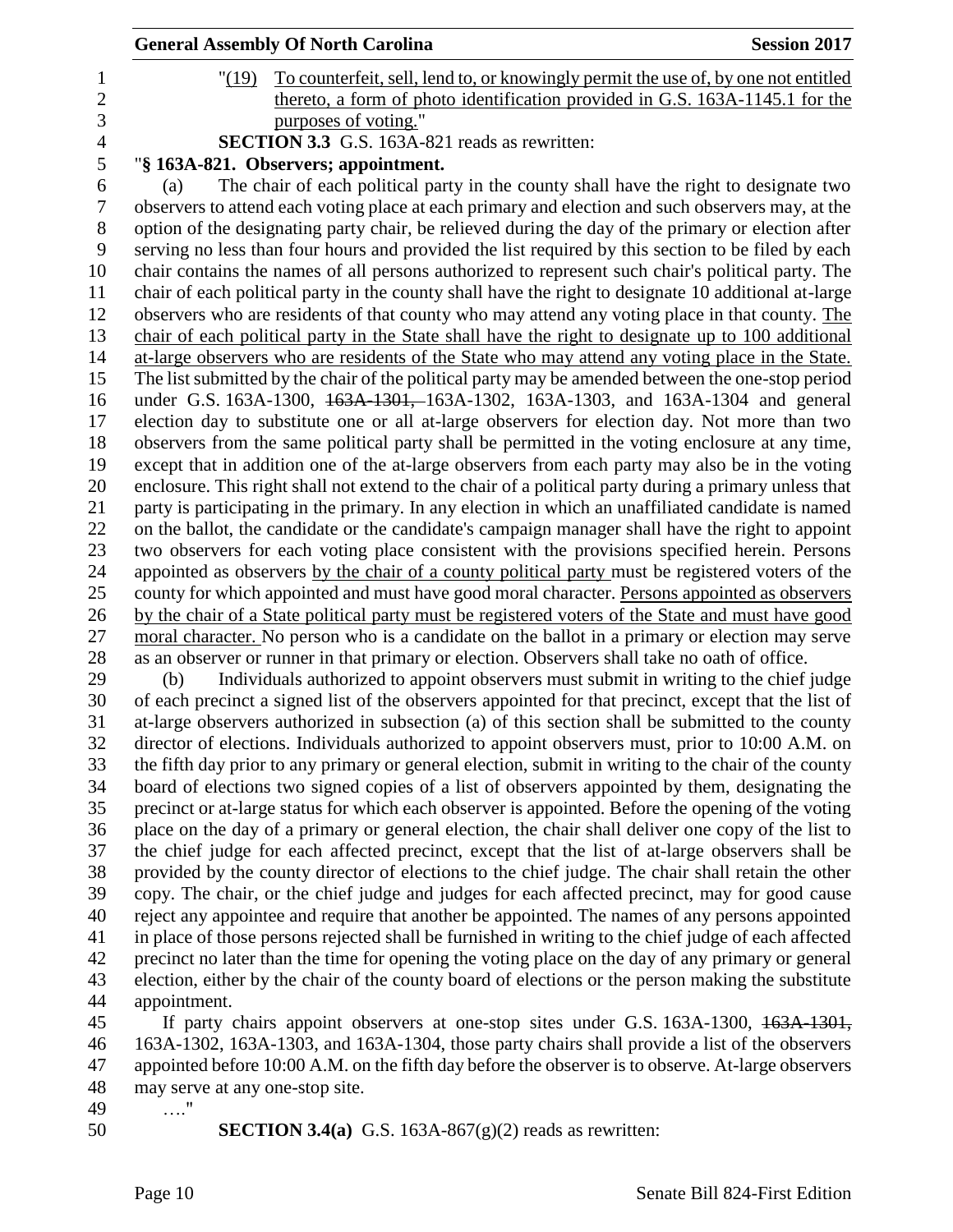"(19) To counterfeit, sell, lend to, or knowingly permit the use of, by one not entitled thereto, a form of photo identification provided in G.S. 163A-1145.1 for the purposes of voting."

**SECTION 3.3** G.S. 163A-821 reads as rewritten:

"**§ 163A-821. Observers; appointment.**

(a) The chair of each political party in the county shall have the right to designate two observers to attend each voting place at each primary and election and such observers may, at the option of the designating party chair, be relieved during the day of the primary or election after serving no less than four hours and provided the list required by this section to be filed by each chair contains the names of all persons authorized to represent such chair's political party. The chair of each political party in the county shall have the right to designate 10 additional at-large observers who are residents of that county who may attend any voting place in that county. The chair of each political party in the State shall have the right to designate up to 100 additional at-large observers who are residents of the State who may attend any voting place in the State. The list submitted by the chair of the political party may be amended between the one-stop period under G.S. 163A-1300, ~~163A-1301,~~ 163A-1302, 163A-1303, and 163A-1304 and general election day to substitute one or all at-large observers for election day. Not more than two observers from the same political party shall be permitted in the voting enclosure at any time, except that in addition one of the at-large observers from each party may also be in the voting enclosure. This right shall not extend to the chair of a political party during a primary unless that party is participating in the primary. In any election in which an unaffiliated candidate is named on the ballot, the candidate or the candidate's campaign manager shall have the right to appoint two observers for each voting place consistent with the provisions specified herein. Persons appointed as observers by the chair of a county political party must be registered voters of the county for which appointed and must have good moral character. Persons appointed as observers by the chair of a State political party must be registered voters of the State and must have good moral character. No person who is a candidate on the ballot in a primary or election may serve as an observer or runner in that primary or election. Observers shall take no oath of office.

(b) Individuals authorized to appoint observers must submit in writing to the chief judge of each precinct a signed list of the observers appointed for that precinct, except that the list of at-large observers authorized in subsection (a) of this section shall be submitted to the county director of elections. Individuals authorized to appoint observers must, prior to 10:00 A.M. on the fifth day prior to any primary or general election, submit in writing to the chair of the county board of elections two signed copies of a list of observers appointed by them, designating the precinct or at-large status for which each observer is appointed. Before the opening of the voting place on the day of a primary or general election, the chair shall deliver one copy of the list to the chief judge for each affected precinct, except that the list of at-large observers shall be provided by the county director of elections to the chief judge. The chair shall retain the other copy. The chair, or the chief judge and judges for each affected precinct, may for good cause reject any appointee and require that another be appointed. The names of any persons appointed in place of those persons rejected shall be furnished in writing to the chief judge of each affected precinct no later than the time for opening the voting place on the day of any primary or general election, either by the chair of the county board of elections or the person making the substitute appointment.

If party chairs appoint observers at one-stop sites under G.S. 163A-1300, ~~163A-1301,~~ 163A-1302, 163A-1303, and 163A-1304, those party chairs shall provide a list of the observers appointed before 10:00 A.M. on the fifth day before the observer is to observe. At-large observers may serve at any one-stop site.

…."

**SECTION 3.4(a)** G.S. 163A-867(g)(2) reads as rewritten: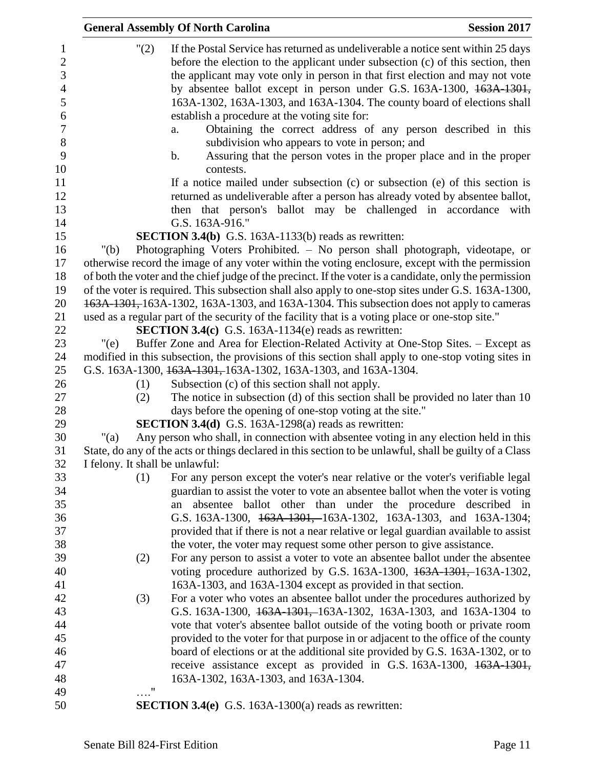"(2) If the Postal Service has returned as undeliverable a notice sent within 25 days before the election to the applicant under subsection (c) of this section, then the applicant may vote only in person in that first election and may not vote by absentee ballot except in person under G.S. 163A-1300, ~~163A-1301,~~ 163A-1302, 163A-1303, and 163A-1304. The county board of elections shall establish a procedure at the voting site for:

a. Obtaining the correct address of any person described in this subdivision who appears to vote in person; and

b. Assuring that the person votes in the proper place and in the proper contests.

If a notice mailed under subsection (c) or subsection (e) of this section is returned as undeliverable after a person has already voted by absentee ballot, then that person's ballot may be challenged in accordance with G.S. 163A-916."

**SECTION 3.4(b)** G.S. 163A-1133(b) reads as rewritten:

"(b) Photographing Voters Prohibited. – No person shall photograph, videotape, or otherwise record the image of any voter within the voting enclosure, except with the permission of both the voter and the chief judge of the precinct. If the voter is a candidate, only the permission of the voter is required. This subsection shall also apply to one-stop sites under G.S. 163A-1300, ~~163A-1301,~~ 163A-1302, 163A-1303, and 163A-1304. This subsection does not apply to cameras used as a regular part of the security of the facility that is a voting place or one-stop site."

**SECTION 3.4(c)** G.S. 163A-1134(e) reads as rewritten:

"(e) Buffer Zone and Area for Election-Related Activity at One-Stop Sites. – Except as modified in this subsection, the provisions of this section shall apply to one-stop voting sites in G.S. 163A-1300, ~~163A-1301,~~ 163A-1302, 163A-1303, and 163A-1304.

(1) Subsection (c) of this section shall not apply.

(2) The notice in subsection (d) of this section shall be provided no later than 10 days before the opening of one-stop voting at the site."

**SECTION 3.4(d)** G.S. 163A-1298(a) reads as rewritten:

"(a) Any person who shall, in connection with absentee voting in any election held in this State, do any of the acts or things declared in this section to be unlawful, shall be guilty of a Class I felony. It shall be unlawful:

(1) For any person except the voter's near relative or the voter's verifiable legal guardian to assist the voter to vote an absentee ballot when the voter is voting an absentee ballot other than under the procedure described in G.S. 163A-1300, ~~163A-1301,~~ 163A-1302, 163A-1303, and 163A-1304; provided that if there is not a near relative or legal guardian available to assist the voter, the voter may request some other person to give assistance.

(2) For any person to assist a voter to vote an absentee ballot under the absentee voting procedure authorized by G.S. 163A-1300, ~~163A-1301,~~ 163A-1302, 163A-1303, and 163A-1304 except as provided in that section.

(3) For a voter who votes an absentee ballot under the procedures authorized by G.S. 163A-1300, ~~163A-1301,~~ 163A-1302, 163A-1303, and 163A-1304 to vote that voter's absentee ballot outside of the voting booth or private room provided to the voter for that purpose in or adjacent to the office of the county board of elections or at the additional site provided by G.S. 163A-1302, or to receive assistance except as provided in G.S. 163A-1300, ~~163A-1301,~~ 163A-1302, 163A-1303, and 163A-1304.

…."

**SECTION 3.4(e)** G.S. 163A-1300(a) reads as rewritten: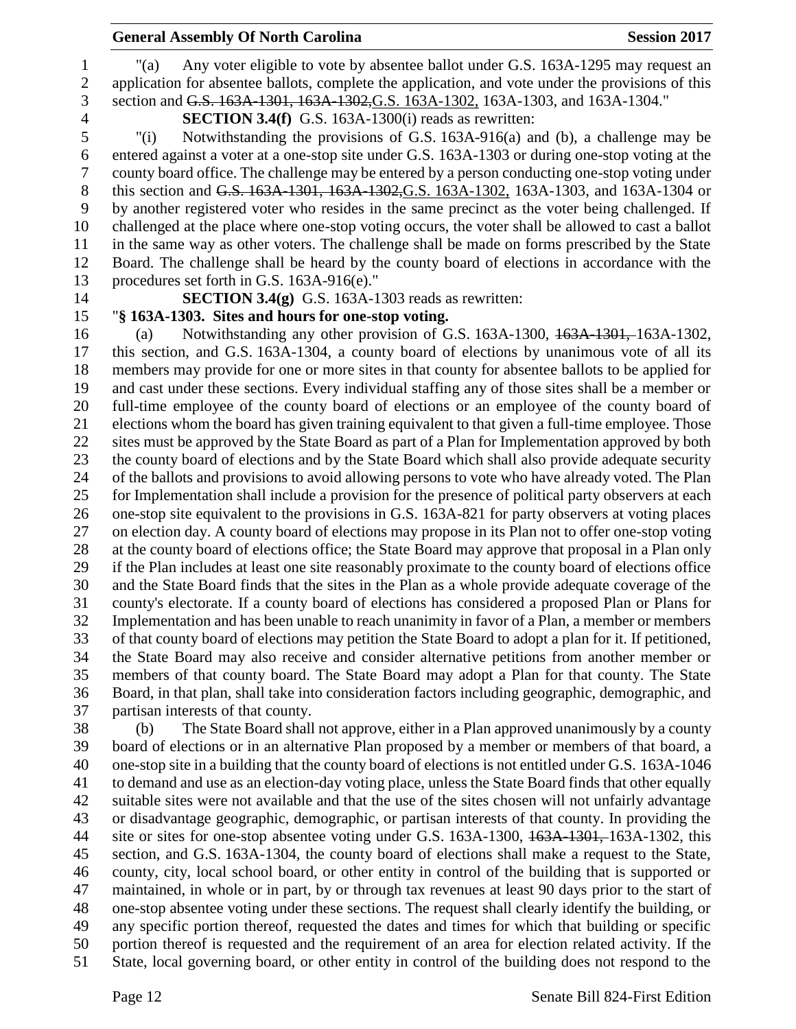"(a) Any voter eligible to vote by absentee ballot under G.S. 163A-1295 may request an application for absentee ballots, complete the application, and vote under the provisions of this section and ~~G.S. 163A-1301, 163A-1302,~~G.S. 163A-1302, 163A-1303, and 163A-1304."

**SECTION 3.4(f)** G.S. 163A-1300(i) reads as rewritten:

"(i) Notwithstanding the provisions of G.S. 163A-916(a) and (b), a challenge may be entered against a voter at a one-stop site under G.S. 163A-1303 or during one-stop voting at the county board office. The challenge may be entered by a person conducting one-stop voting under this section and ~~G.S. 163A-1301, 163A-1302,~~G.S. 163A-1302, 163A-1303, and 163A-1304 or by another registered voter who resides in the same precinct as the voter being challenged. If challenged at the place where one-stop voting occurs, the voter shall be allowed to cast a ballot in the same way as other voters. The challenge shall be made on forms prescribed by the State Board. The challenge shall be heard by the county board of elections in accordance with the procedures set forth in G.S. 163A-916(e)."

**SECTION 3.4(g)** G.S. 163A-1303 reads as rewritten:

"**§ 163A-1303. Sites and hours for one-stop voting.**

(a) Notwithstanding any other provision of G.S. 163A-1300, ~~163A-1301,~~ 163A-1302, this section, and G.S. 163A-1304, a county board of elections by unanimous vote of all its members may provide for one or more sites in that county for absentee ballots to be applied for and cast under these sections. Every individual staffing any of those sites shall be a member or full-time employee of the county board of elections or an employee of the county board of elections whom the board has given training equivalent to that given a full-time employee. Those sites must be approved by the State Board as part of a Plan for Implementation approved by both the county board of elections and by the State Board which shall also provide adequate security of the ballots and provisions to avoid allowing persons to vote who have already voted. The Plan for Implementation shall include a provision for the presence of political party observers at each one-stop site equivalent to the provisions in G.S. 163A-821 for party observers at voting places on election day. A county board of elections may propose in its Plan not to offer one-stop voting at the county board of elections office; the State Board may approve that proposal in a Plan only if the Plan includes at least one site reasonably proximate to the county board of elections office and the State Board finds that the sites in the Plan as a whole provide adequate coverage of the county's electorate. If a county board of elections has considered a proposed Plan or Plans for Implementation and has been unable to reach unanimity in favor of a Plan, a member or members of that county board of elections may petition the State Board to adopt a plan for it. If petitioned, the State Board may also receive and consider alternative petitions from another member or members of that county board. The State Board may adopt a Plan for that county. The State Board, in that plan, shall take into consideration factors including geographic, demographic, and partisan interests of that county.

(b) The State Board shall not approve, either in a Plan approved unanimously by a county board of elections or in an alternative Plan proposed by a member or members of that board, a one-stop site in a building that the county board of elections is not entitled under G.S. 163A-1046 to demand and use as an election-day voting place, unless the State Board finds that other equally suitable sites were not available and that the use of the sites chosen will not unfairly advantage or disadvantage geographic, demographic, or partisan interests of that county. In providing the site or sites for one-stop absentee voting under G.S. 163A-1300, ~~163A-1301,~~ 163A-1302, this section, and G.S. 163A-1304, the county board of elections shall make a request to the State, county, city, local school board, or other entity in control of the building that is supported or maintained, in whole or in part, by or through tax revenues at least 90 days prior to the start of one-stop absentee voting under these sections. The request shall clearly identify the building, or any specific portion thereof, requested the dates and times for which that building or specific portion thereof is requested and the requirement of an area for election related activity. If the State, local governing board, or other entity in control of the building does not respond to the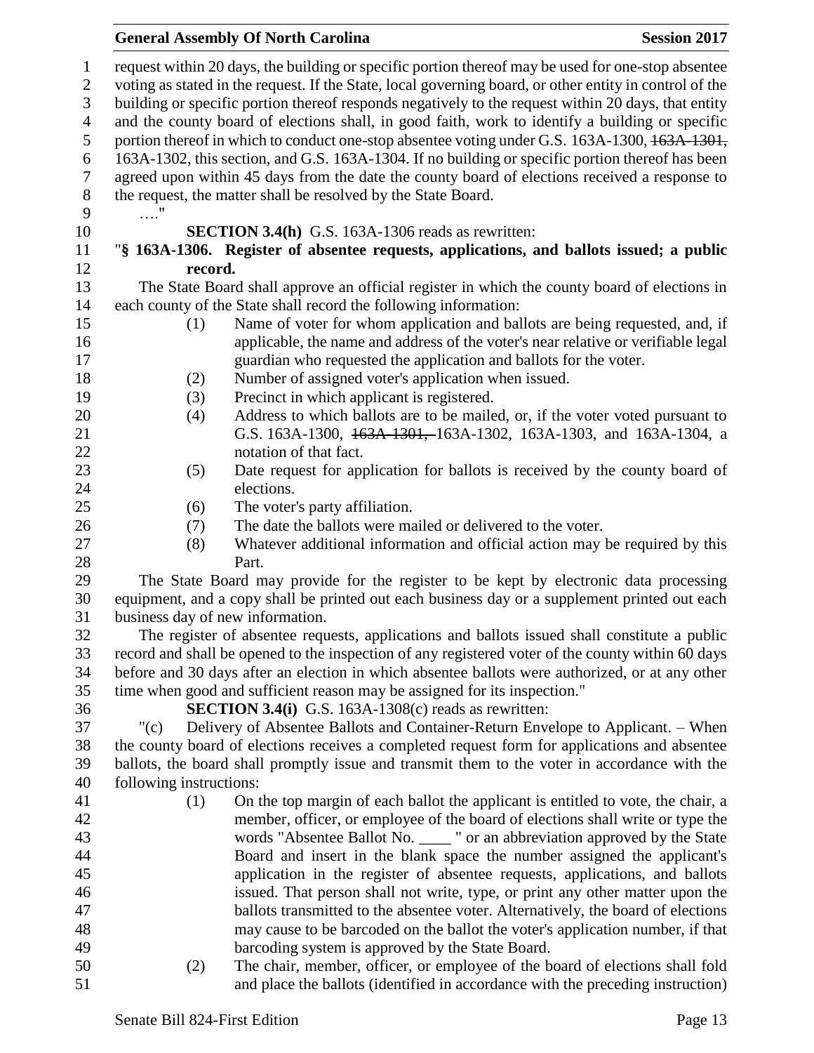request within 20 days, the building or specific portion thereof may be used for one-stop absentee voting as stated in the request. If the State, local governing board, or other entity in control of the building or specific portion thereof responds negatively to the request within 20 days, that entity and the county board of elections shall, in good faith, work to identify a building or specific portion thereof in which to conduct one-stop absentee voting under G.S. 163A-1300, ~~163A-1301,~~ 163A-1302, this section, and G.S. 163A-1304. If no building or specific portion thereof has been agreed upon within 45 days from the date the county board of elections received a response to the request, the matter shall be resolved by the State Board.

…."

**SECTION 3.4(h)** G.S. 163A-1306 reads as rewritten:

"**§ 163A-1306. Register of absentee requests, applications, and ballots issued; a public record.**

The State Board shall approve an official register in which the county board of elections in each county of the State shall record the following information:

(1) Name of voter for whom application and ballots are being requested, and, if applicable, the name and address of the voter's near relative or verifiable legal guardian who requested the application and ballots for the voter.

(2) Number of assigned voter's application when issued.

(3) Precinct in which applicant is registered.

(4) Address to which ballots are to be mailed, or, if the voter voted pursuant to G.S. 163A-1300, ~~163A-1301,~~ 163A-1302, 163A-1303, and 163A-1304, a notation of that fact.

(5) Date request for application for ballots is received by the county board of elections.

(6) The voter's party affiliation.

(7) The date the ballots were mailed or delivered to the voter.

(8) Whatever additional information and official action may be required by this Part.

The State Board may provide for the register to be kept by electronic data processing equipment, and a copy shall be printed out each business day or a supplement printed out each business day of new information.

The register of absentee requests, applications and ballots issued shall constitute a public record and shall be opened to the inspection of any registered voter of the county within 60 days before and 30 days after an election in which absentee ballots were authorized, or at any other time when good and sufficient reason may be assigned for its inspection."

**SECTION 3.4(i)** G.S. 163A-1308(c) reads as rewritten:

"(c) Delivery of Absentee Ballots and Container-Return Envelope to Applicant. – When the county board of elections receives a completed request form for applications and absentee ballots, the board shall promptly issue and transmit them to the voter in accordance with the following instructions:

(1) On the top margin of each ballot the applicant is entitled to vote, the chair, a member, officer, or employee of the board of elections shall write or type the words "Absentee Ballot No. ____ " or an abbreviation approved by the State Board and insert in the blank space the number assigned the applicant's application in the register of absentee requests, applications, and ballots issued. That person shall not write, type, or print any other matter upon the ballots transmitted to the absentee voter. Alternatively, the board of elections may cause to be barcoded on the ballot the voter's application number, if that barcoding system is approved by the State Board.

(2) The chair, member, officer, or employee of the board of elections shall fold and place the ballots (identified in accordance with the preceding instruction)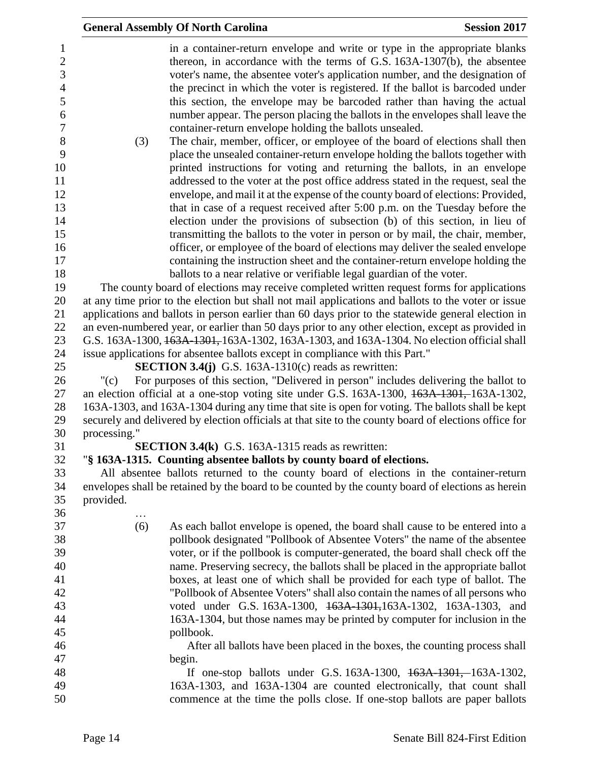in a container-return envelope and write or type in the appropriate blanks thereon, in accordance with the terms of G.S. 163A-1307(b), the absentee voter's name, the absentee voter's application number, and the designation of the precinct in which the voter is registered. If the ballot is barcoded under this section, the envelope may be barcoded rather than having the actual number appear. The person placing the ballots in the envelopes shall leave the container-return envelope holding the ballots unsealed.

(3) The chair, member, officer, or employee of the board of elections shall then place the unsealed container-return envelope holding the ballots together with printed instructions for voting and returning the ballots, in an envelope addressed to the voter at the post office address stated in the request, seal the envelope, and mail it at the expense of the county board of elections: Provided, that in case of a request received after 5:00 p.m. on the Tuesday before the election under the provisions of subsection (b) of this section, in lieu of transmitting the ballots to the voter in person or by mail, the chair, member, officer, or employee of the board of elections may deliver the sealed envelope containing the instruction sheet and the container-return envelope holding the ballots to a near relative or verifiable legal guardian of the voter.

The county board of elections may receive completed written request forms for applications at any time prior to the election but shall not mail applications and ballots to the voter or issue applications and ballots in person earlier than 60 days prior to the statewide general election in an even-numbered year, or earlier than 50 days prior to any other election, except as provided in G.S. 163A-1300, ~~163A-1301,~~ 163A-1302, 163A-1303, and 163A-1304. No election official shall issue applications for absentee ballots except in compliance with this Part."

**SECTION 3.4(j)** G.S. 163A-1310(c) reads as rewritten:

"(c) For purposes of this section, "Delivered in person" includes delivering the ballot to an election official at a one-stop voting site under G.S. 163A-1300, ~~163A-1301,~~ 163A-1302, 163A-1303, and 163A-1304 during any time that site is open for voting. The ballots shall be kept securely and delivered by election officials at that site to the county board of elections office for processing."

**SECTION 3.4(k)** G.S. 163A-1315 reads as rewritten:

"**§ 163A-1315. Counting absentee ballots by county board of elections.**

All absentee ballots returned to the county board of elections in the container-return envelopes shall be retained by the board to be counted by the county board of elections as herein provided.

…

(6) As each ballot envelope is opened, the board shall cause to be entered into a pollbook designated "Pollbook of Absentee Voters" the name of the absentee voter, or if the pollbook is computer-generated, the board shall check off the name. Preserving secrecy, the ballots shall be placed in the appropriate ballot boxes, at least one of which shall be provided for each type of ballot. The "Pollbook of Absentee Voters" shall also contain the names of all persons who voted under G.S. 163A-1300, ~~163A-1301,~~163A-1302, 163A-1303, and 163A-1304, but those names may be printed by computer for inclusion in the pollbook.

After all ballots have been placed in the boxes, the counting process shall begin.

If one-stop ballots under G.S. 163A-1300, ~~163A-1301,~~ 163A-1302, 163A-1303, and 163A-1304 are counted electronically, that count shall commence at the time the polls close. If one-stop ballots are paper ballots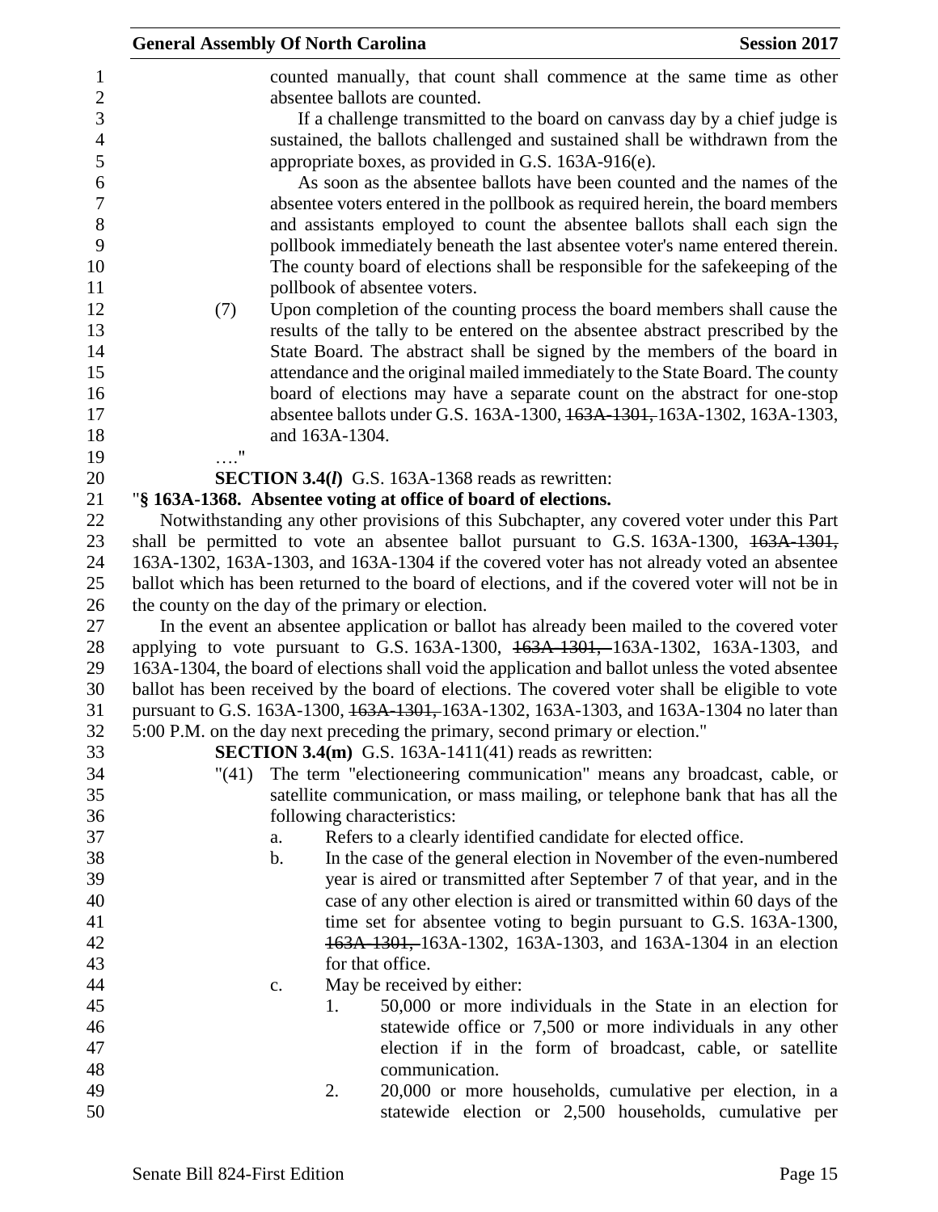counted manually, that count shall commence at the same time as other absentee ballots are counted.

If a challenge transmitted to the board on canvass day by a chief judge is sustained, the ballots challenged and sustained shall be withdrawn from the appropriate boxes, as provided in G.S. 163A-916(e).

As soon as the absentee ballots have been counted and the names of the absentee voters entered in the pollbook as required herein, the board members and assistants employed to count the absentee ballots shall each sign the pollbook immediately beneath the last absentee voter's name entered therein. The county board of elections shall be responsible for the safekeeping of the pollbook of absentee voters.

(7) Upon completion of the counting process the board members shall cause the results of the tally to be entered on the absentee abstract prescribed by the State Board. The abstract shall be signed by the members of the board in attendance and the original mailed immediately to the State Board. The county board of elections may have a separate count on the abstract for one-stop absentee ballots under G.S. 163A-1300, ~~163A-1301,~~ 163A-1302, 163A-1303, and 163A-1304.

…."

**SECTION 3.4(*l*)** G.S. 163A-1368 reads as rewritten:

"**§ 163A-1368. Absentee voting at office of board of elections.**

Notwithstanding any other provisions of this Subchapter, any covered voter under this Part shall be permitted to vote an absentee ballot pursuant to G.S. 163A-1300, ~~163A-1301,~~ 163A-1302, 163A-1303, and 163A-1304 if the covered voter has not already voted an absentee ballot which has been returned to the board of elections, and if the covered voter will not be in the county on the day of the primary or election.

In the event an absentee application or ballot has already been mailed to the covered voter applying to vote pursuant to G.S. 163A-1300, ~~163A-1301,~~ 163A-1302, 163A-1303, and 163A-1304, the board of elections shall void the application and ballot unless the voted absentee ballot has been received by the board of elections. The covered voter shall be eligible to vote pursuant to G.S. 163A-1300, ~~163A-1301,~~ 163A-1302, 163A-1303, and 163A-1304 no later than 5:00 P.M. on the day next preceding the primary, second primary or election."

**SECTION 3.4(m)** G.S. 163A-1411(41) reads as rewritten:

"(41) The term "electioneering communication" means any broadcast, cable, or satellite communication, or mass mailing, or telephone bank that has all the following characteristics:

a. Refers to a clearly identified candidate for elected office.
b. In the case of the general election in November of the even-numbered year is aired or transmitted after September 7 of that year, and in the case of any other election is aired or transmitted within 60 days of the time set for absentee voting to begin pursuant to G.S. 163A-1300, ~~163A-1301,~~ 163A-1302, 163A-1303, and 163A-1304 in an election for that office.
c. May be received by either:
   1. 50,000 or more individuals in the State in an election for statewide office or 7,500 or more individuals in any other election if in the form of broadcast, cable, or satellite communication.
   2. 20,000 or more households, cumulative per election, in a statewide election or 2,500 households, cumulative per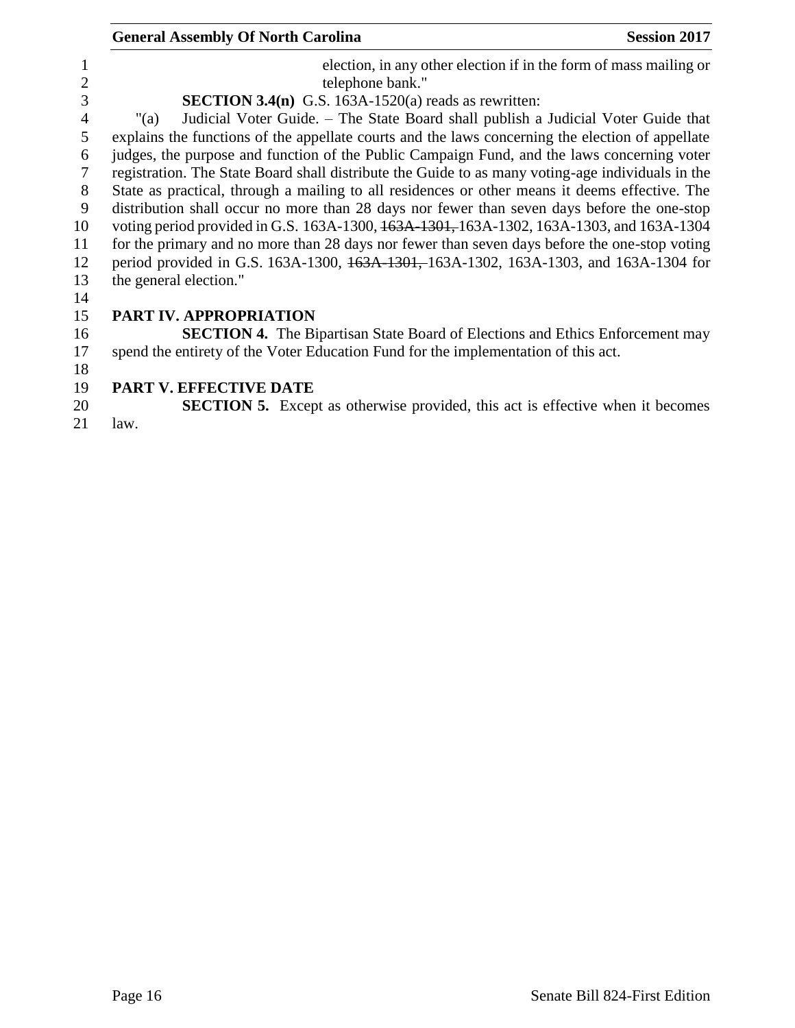election, in any other election if in the form of mass mailing or telephone bank."

**SECTION 3.4(n)** G.S. 163A-1520(a) reads as rewritten:

"(a) Judicial Voter Guide. – The State Board shall publish a Judicial Voter Guide that explains the functions of the appellate courts and the laws concerning the election of appellate judges, the purpose and function of the Public Campaign Fund, and the laws concerning voter registration. The State Board shall distribute the Guide to as many voting-age individuals in the State as practical, through a mailing to all residences or other means it deems effective. The distribution shall occur no more than 28 days nor fewer than seven days before the one-stop voting period provided in G.S. 163A-1300, ~~163A-1301,~~ 163A-1302, 163A-1303, and 163A-1304 for the primary and no more than 28 days nor fewer than seven days before the one-stop voting period provided in G.S. 163A-1300, ~~163A-1301,~~ 163A-1302, 163A-1303, and 163A-1304 for the general election."

## PART IV. APPROPRIATION

**SECTION 4.** The Bipartisan State Board of Elections and Ethics Enforcement may spend the entirety of the Voter Education Fund for the implementation of this act.

## PART V. EFFECTIVE DATE

**SECTION 5.** Except as otherwise provided, this act is effective when it becomes law.